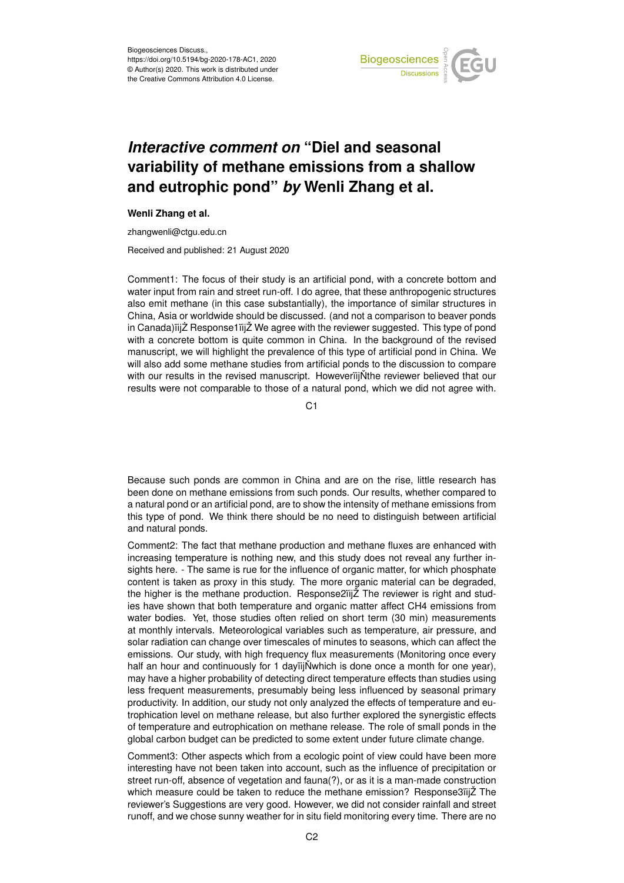Biogeosciences Discuss.,
https://doi.org/10.5194/bg-2020-178-AC1, 2020
© Author(s) 2020. This work is distributed under
the Creative Commons Attribution 4.0 License.

# *Interactive comment on* "Diel and seasonal variability of methane emissions from a shallow and eutrophic pond" *by* Wenli Zhang et al.

**Wenli Zhang et al.**

zhangwenli@ctgu.edu.cn

Received and published: 21 August 2020

Comment1: The focus of their study is an artificial pond, with a concrete bottom and water input from rain and street run-off. I do agree, that these anthropogenic structures also emit methane (in this case substantially), the importance of similar structures in China, Asia or worldwide should be discussed. (and not a comparison to beaver ponds in Canada)ïijŽ Response1ïijŽ We agree with the reviewer suggested. This type of pond with a concrete bottom is quite common in China. In the background of the revised manuscript, we will highlight the prevalence of this type of artificial pond in China. We will also add some methane studies from artificial ponds to the discussion to compare with our results in the revised manuscript. HoweverïijŇthe reviewer believed that our results were not comparable to those of a natural pond, which we did not agree with.

Because such ponds are common in China and are on the rise, little research has been done on methane emissions from such ponds. Our results, whether compared to a natural pond or an artificial pond, are to show the intensity of methane emissions from this type of pond. We think there should be no need to distinguish between artificial and natural ponds.

Comment2: The fact that methane production and methane fluxes are enhanced with increasing temperature is nothing new, and this study does not reveal any further insights here. - The same is rue for the influence of organic matter, for which phosphate content is taken as proxy in this study. The more organic material can be degraded, the higher is the methane production. Response2ïijŽ The reviewer is right and studies have shown that both temperature and organic matter affect CH4 emissions from water bodies. Yet, those studies often relied on short term (30 min) measurements at monthly intervals. Meteorological variables such as temperature, air pressure, and solar radiation can change over timescales of minutes to seasons, which can affect the emissions. Our study, with high frequency flux measurements (Monitoring once every half an hour and continuously for 1 dayïijŇwhich is done once a month for one year), may have a higher probability of detecting direct temperature effects than studies using less frequent measurements, presumably being less influenced by seasonal primary productivity. In addition, our study not only analyzed the effects of temperature and eutrophication level on methane release, but also further explored the synergistic effects of temperature and eutrophication on methane release. The role of small ponds in the global carbon budget can be predicted to some extent under future climate change.

Comment3: Other aspects which from a ecologic point of view could have been more interesting have not been taken into account, such as the influence of precipitation or street run-off, absence of vegetation and fauna(?), or as it is a man-made construction which measure could be taken to reduce the methane emission? Response3ïijŽ The reviewer's Suggestions are very good. However, we did not consider rainfall and street runoff, and we chose sunny weather for in situ field monitoring every time. There are no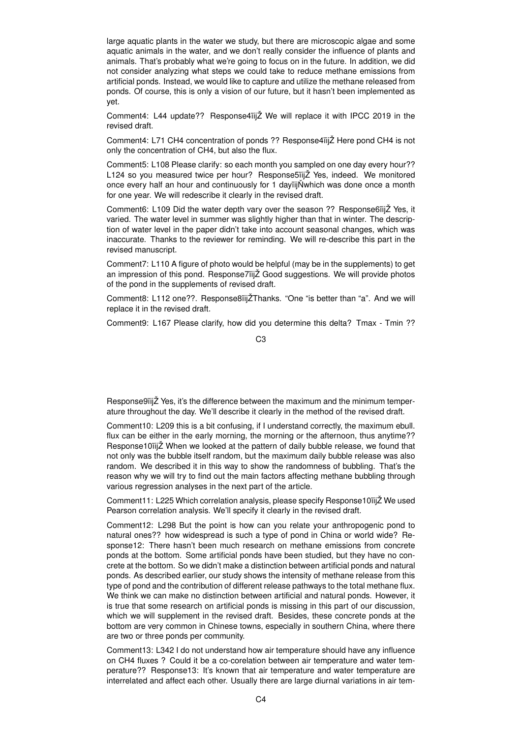large aquatic plants in the water we study, but there are microscopic algae and some aquatic animals in the water, and we don't really consider the influence of plants and animals. That's probably what we're going to focus on in the future. In addition, we did not consider analyzing what steps we could take to reduce methane emissions from artificial ponds. Instead, we would like to capture and utilize the methane released from ponds. Of course, this is only a vision of our future, but it hasn't been implemented as yet.

Comment4: L44 update?? Response4ïijŽ We will replace it with IPCC 2019 in the revised draft.

Comment4: L71 CH4 concentration of ponds ?? Response4ïijŽ Here pond CH4 is not only the concentration of CH4, but also the flux.

Comment5: L108 Please clarify: so each month you sampled on one day every hour?? L124 so you measured twice per hour? Response5ïijŽ Yes, indeed. We monitored once every half an hour and continuously for 1 dayïijŇwhich was done once a month for one year. We will redescribe it clearly in the revised draft.

Comment6: L109 Did the water depth vary over the season ?? Response6ïijŽ Yes, it varied. The water level in summer was slightly higher than that in winter. The description of water level in the paper didn't take into account seasonal changes, which was inaccurate. Thanks to the reviewer for reminding. We will re-describe this part in the revised manuscript.

Comment7: L110 A figure of photo would be helpful (may be in the supplements) to get an impression of this pond. Response7ïijŽ Good suggestions. We will provide photos of the pond in the supplements of revised draft.

Comment8: L112 one??. Response8ïijŽThanks. "One "is better than "a". And we will replace it in the revised draft.

Comment9: L167 Please clarify, how did you determine this delta? Tmax - Tmin ??

Response9ïijŽ Yes, it's the difference between the maximum and the minimum temperature throughout the day. We'll describe it clearly in the method of the revised draft.

Comment10: L209 this is a bit confusing, if I understand correctly, the maximum ebull. flux can be either in the early morning, the morning or the afternoon, thus anytime?? Response10ïijŽ When we looked at the pattern of daily bubble release, we found that not only was the bubble itself random, but the maximum daily bubble release was also random. We described it in this way to show the randomness of bubbling. That's the reason why we will try to find out the main factors affecting methane bubbling through various regression analyses in the next part of the article.

Comment11: L225 Which correlation analysis, please specify Response10ïijŽ We used Pearson correlation analysis. We'll specify it clearly in the revised draft.

Comment12: L298 But the point is how can you relate your anthropogenic pond to natural ones?? how widespread is such a type of pond in China or world wide? Response12: There hasn't been much research on methane emissions from concrete ponds at the bottom. Some artificial ponds have been studied, but they have no concrete at the bottom. So we didn't make a distinction between artificial ponds and natural ponds. As described earlier, our study shows the intensity of methane release from this type of pond and the contribution of different release pathways to the total methane flux. We think we can make no distinction between artificial and natural ponds. However, it is true that some research on artificial ponds is missing in this part of our discussion, which we will supplement in the revised draft. Besides, these concrete ponds at the bottom are very common in Chinese towns, especially in southern China, where there are two or three ponds per community.

Comment13: L342 I do not understand how air temperature should have any influence on CH4 fluxes ? Could it be a co-corelation between air temperature and water temperature?? Response13: It's known that air temperature and water temperature are interrelated and affect each other. Usually there are large diurnal variations in air tem-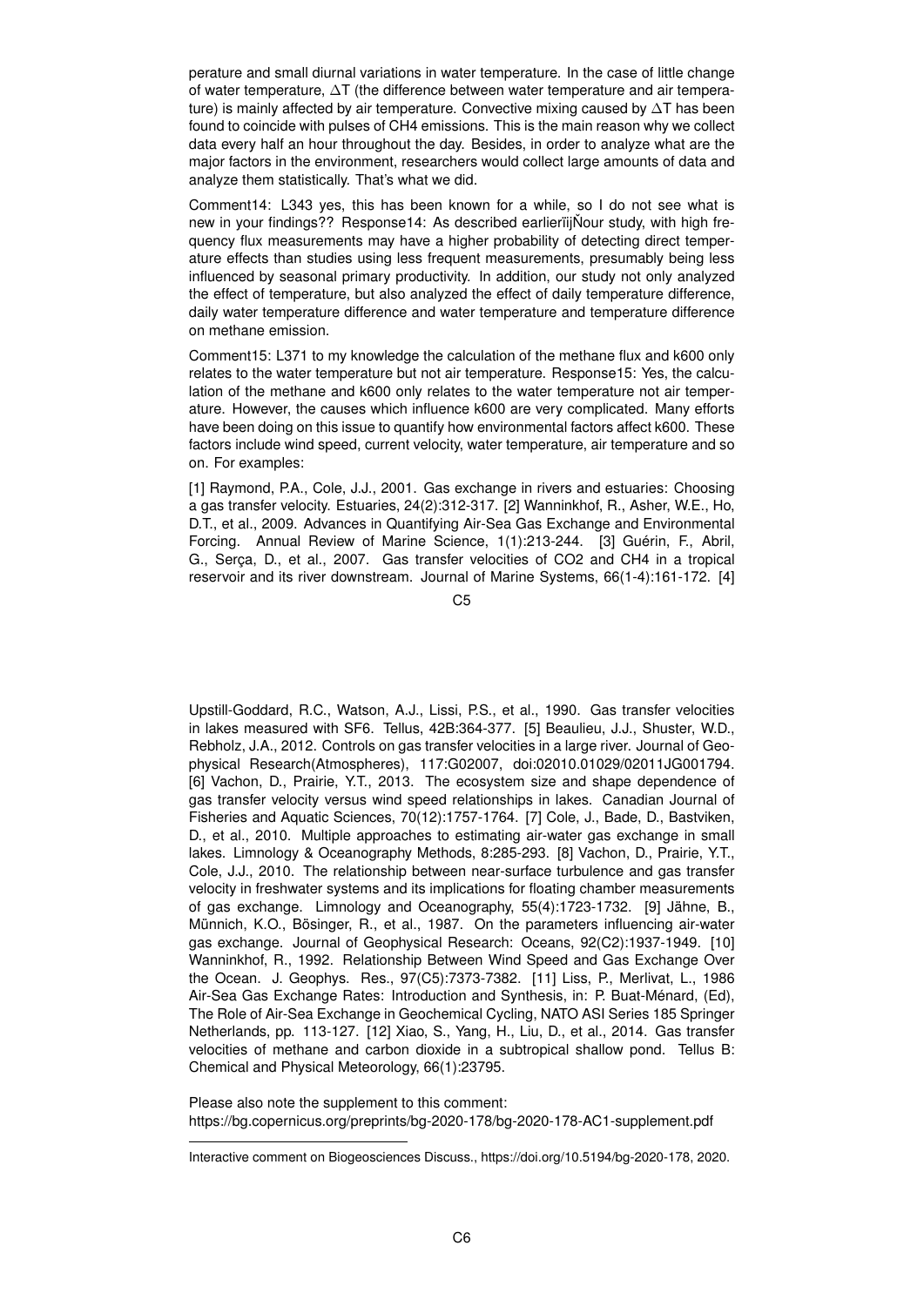perature and small diurnal variations in water temperature. In the case of little change of water temperature, ΔT (the difference between water temperature and air temperature) is mainly affected by air temperature. Convective mixing caused by ΔT has been found to coincide with pulses of $CH_4$ emissions. This is the main reason why we collect data every half an hour throughout the day. Besides, in order to analyze what are the major factors in the environment, researchers would collect large amounts of data and analyze them statistically. That's what we did.

Comment14: L343 yes, this has been known for a while, so I do not see what is new in your findings?? Response14: As described earlierïijŇour study, with high frequency flux measurements may have a higher probability of detecting direct temperature effects than studies using less frequent measurements, presumably being less influenced by seasonal primary productivity. In addition, our study not only analyzed the effect of temperature, but also analyzed the effect of daily temperature difference, daily water temperature difference and water temperature and temperature difference on methane emission.

Comment15: L371 to my knowledge the calculation of the methane flux and k600 only relates to the water temperature but not air temperature. Response15: Yes, the calculation of the methane and k600 only relates to the water temperature not air temperature. However, the causes which influence k600 are very complicated. Many efforts have been doing on this issue to quantify how environmental factors affect k600. These factors include wind speed, current velocity, water temperature, air temperature and so on. For examples:

[1] Raymond, P.A., Cole, J.J., 2001. Gas exchange in rivers and estuaries: Choosing a gas transfer velocity. Estuaries, 24(2):312-317. [2] Wanninkhof, R., Asher, W.E., Ho, D.T., et al., 2009. Advances in Quantifying Air-Sea Gas Exchange and Environmental Forcing. Annual Review of Marine Science, 1(1):213-244. [3] Guérin, F., Abril, G., Serça, D., et al., 2007. Gas transfer velocities of CO2 and CH4 in a tropical reservoir and its river downstream. Journal of Marine Systems, 66(1-4):161-172. [4] Upstill-Goddard, R.C., Watson, A.J., Lissi, P.S., et al., 1990. Gas transfer velocities in lakes measured with SF6. Tellus, 42B:364-377. [5] Beaulieu, J.J., Shuster, W.D., Rebholz, J.A., 2012. Controls on gas transfer velocities in a large river. Journal of Geophysical Research(Atmospheres), 117:G02007, doi:02010.01029/02011JG001794. [6] Vachon, D., Prairie, Y.T., 2013. The ecosystem size and shape dependence of gas transfer velocity versus wind speed relationships in lakes. Canadian Journal of Fisheries and Aquatic Sciences, 70(12):1757-1764. [7] Cole, J., Bade, D., Bastviken, D., et al., 2010. Multiple approaches to estimating air-water gas exchange in small lakes. Limnology & Oceanography Methods, 8:285-293. [8] Vachon, D., Prairie, Y.T., Cole, J.J., 2010. The relationship between near-surface turbulence and gas transfer velocity in freshwater systems and its implications for floating chamber measurements of gas exchange. Limnology and Oceanography, 55(4):1723-1732. [9] Jähne, B., Münnich, K.O., Bösinger, R., et al., 1987. On the parameters influencing air-water gas exchange. Journal of Geophysical Research: Oceans, 92(C2):1937-1949. [10] Wanninkhof, R., 1992. Relationship Between Wind Speed and Gas Exchange Over the Ocean. J. Geophys. Res., 97(C5):7373-7382. [11] Liss, P., Merlivat, L., 1986 Air-Sea Gas Exchange Rates: Introduction and Synthesis, in: P. Buat-Ménard, (Ed), The Role of Air-Sea Exchange in Geochemical Cycling, NATO ASI Series 185 Springer Netherlands, pp. 113-127. [12] Xiao, S., Yang, H., Liu, D., et al., 2014. Gas transfer velocities of methane and carbon dioxide in a subtropical shallow pond. Tellus B: Chemical and Physical Meteorology, 66(1):23795.

Please also note the supplement to this comment:
https://bg.copernicus.org/preprints/bg-2020-178/bg-2020-178-AC1-supplement.pdf

---

Interactive comment on Biogeosciences Discuss., https://doi.org/10.5194/bg-2020-178, 2020.